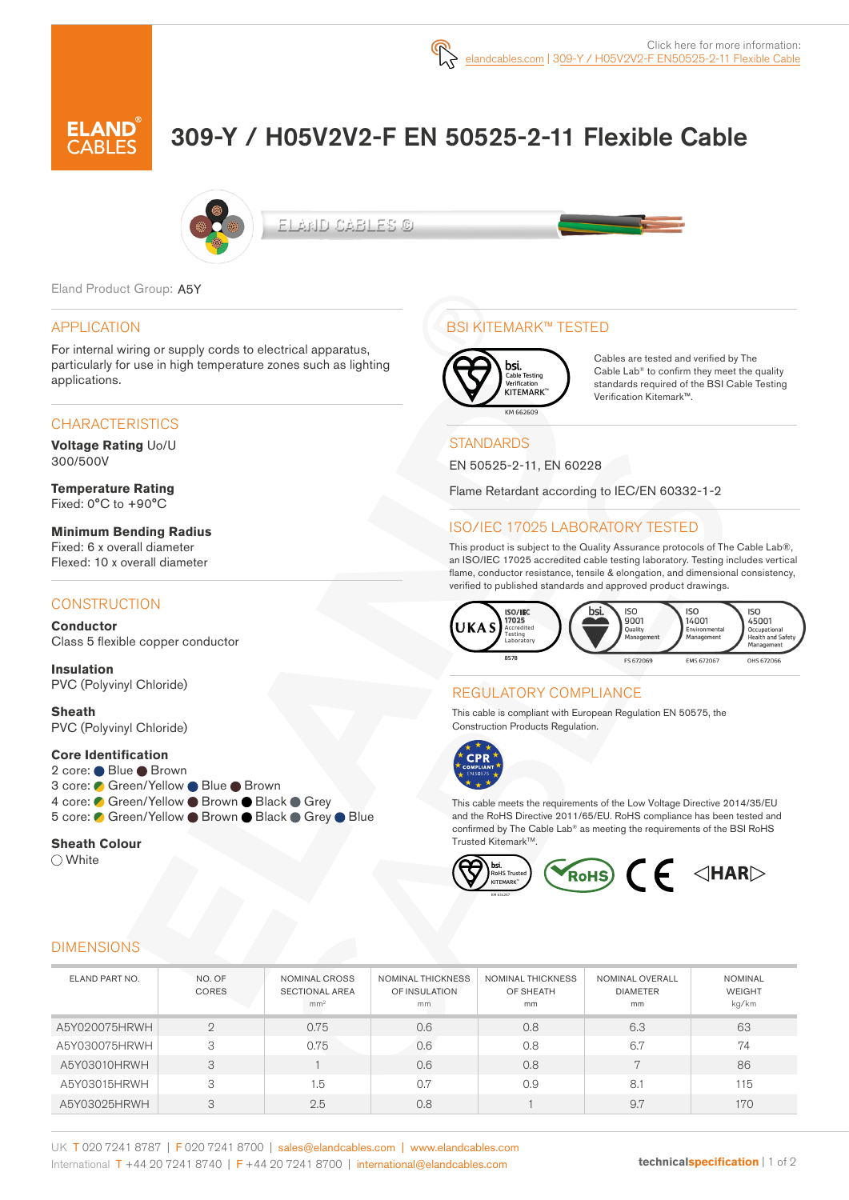Click here for more information: elandcables.com | 309-Y / H05V2V2-F EN50525-2-11 Flexible Cable

# 309-Y / H05V2V2-F EN 50525-2-11 Flexible Cable

Eland Product Group: A5Y

## APPLICATION

For internal wiring or supply cords to electrical apparatus, particularly for use in high temperature zones such as lighting applications.

## CHARACTERISTICS

**Voltage Rating** Uo/U
300/500V

**Temperature Rating**
Fixed: 0°C to +90°C

**Minimum Bending Radius**
Fixed: 6 x overall diameter
Flexed: 10 x overall diameter

## CONSTRUCTION

**Conductor**
Class 5 flexible copper conductor

**Insulation**
PVC (Polyvinyl Chloride)

**Sheath**
PVC (Polyvinyl Chloride)

**Core Identification**
2 core: Blue, Brown
3 core: Green/Yellow, Blue, Brown
4 core: Green/Yellow, Brown, Black, Grey
5 core: Green/Yellow, Brown, Black, Grey, Blue

**Sheath Colour**
White

## BSI KITEMARK™ TESTED

KM 662609

Cables are tested and verified by The Cable Lab® to confirm they meet the quality standards required of the BSI Cable Testing Verification Kitemark™.

## STANDARDS

EN 50525-2-11, EN 60228

Flame Retardant according to IEC/EN 60332-1-2

## ISO/IEC 17025 LABORATORY TESTED

This product is subject to the Quality Assurance protocols of The Cable Lab®, an ISO/IEC 17025 accredited cable testing laboratory. Testing includes vertical flame, conductor resistance, tensile & elongation, and dimensional consistency, verified to published standards and approved product drawings.

UKAS ISO/IEC 17025 Accredited Testing Laboratory 8578 | ISO 9001 Quality Management FS 672069 | ISO 14001 Environmental Management EMS 672067 | ISO 45001 Occupational Health and Safety Management OHS 672066

## REGULATORY COMPLIANCE

This cable is compliant with European Regulation EN 50575, the Construction Products Regulation.

This cable meets the requirements of the Low Voltage Directive 2014/35/EU and the RoHS Directive 2011/65/EU. RoHS compliance has been tested and confirmed by The Cable Lab® as meeting the requirements of the BSI RoHS Trusted Kitemark™.

## DIMENSIONS

| ELAND PART NO. | NO. OF CORES | NOMINAL CROSS SECTIONAL AREA mm² | NOMINAL THICKNESS OF INSULATION mm | NOMINAL THICKNESS OF SHEATH mm | NOMINAL OVERALL DIAMETER mm | NOMINAL WEIGHT kg/km |
|---|---|---|---|---|---|---|
| A5Y020075HRWH | 2 | 0.75 | 0.6 | 0.8 | 6.3 | 63 |
| A5Y030075HRWH | 3 | 0.75 | 0.6 | 0.8 | 6.7 | 74 |
| A5Y03010HRWH | 3 | 1 | 0.6 | 0.8 | 7 | 86 |
| A5Y03015HRWH | 3 | 1.5 | 0.7 | 0.9 | 8.1 | 115 |
| A5Y03025HRWH | 3 | 2.5 | 0.8 | 1 | 9.7 | 170 |

UK T 020 7241 8787 | F 020 7241 8700 | sales@elandcables.com | www.elandcables.com
International T +44 20 7241 8740 | F +44 20 7241 8700 | international@elandcables.com

technicalspecification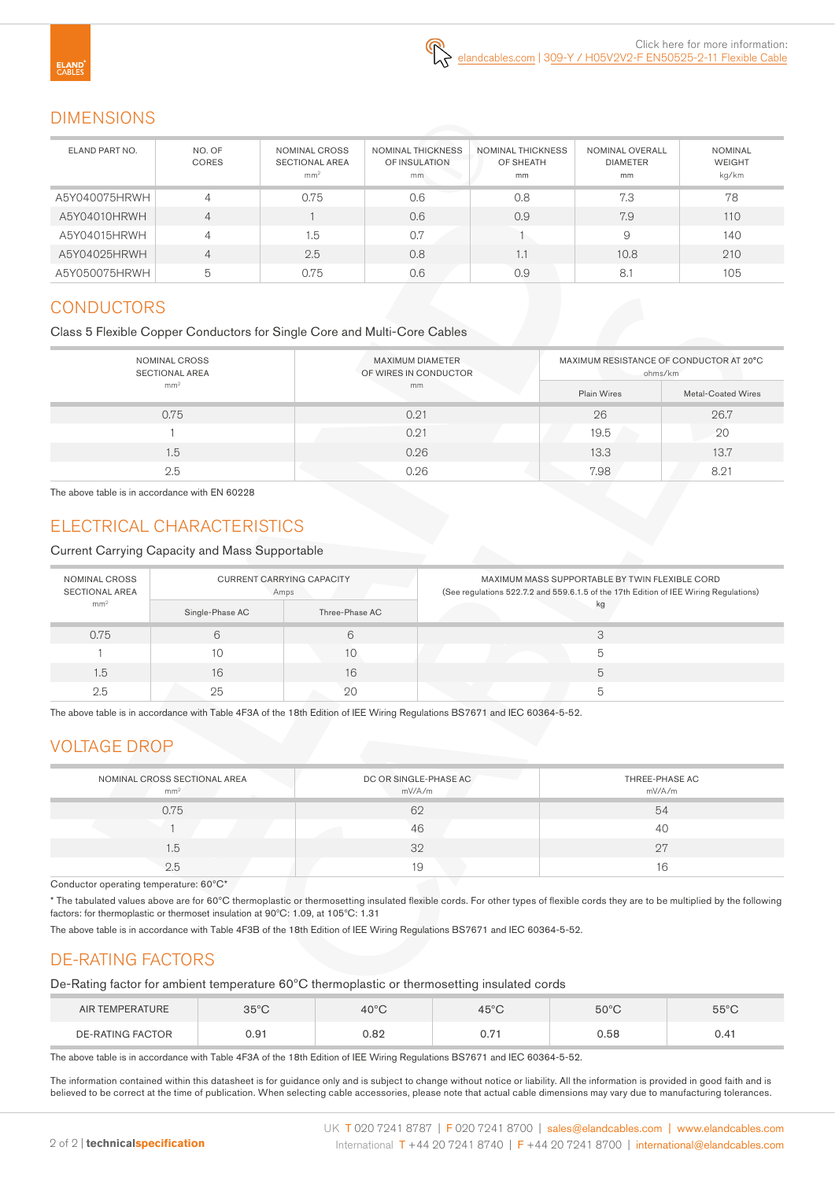Click here for more information: elandcables.com | 309-Y / H05V2V2-F EN50525-2-11 Flexible Cable

## DIMENSIONS

| ELAND PART NO. | NO. OF CORES | NOMINAL CROSS SECTIONAL AREA mm² | NOMINAL THICKNESS OF INSULATION mm | NOMINAL THICKNESS OF SHEATH mm | NOMINAL OVERALL DIAMETER mm | NOMINAL WEIGHT kg/km |
|---|---|---|---|---|---|---|
| A5Y040075HRWH | 4 | 0.75 | 0.6 | 0.8 | 7.3 | 78 |
| A5Y04010HRWH | 4 | 1 | 0.6 | 0.9 | 7.9 | 110 |
| A5Y04015HRWH | 4 | 1.5 | 0.7 | 1 | 9 | 140 |
| A5Y04025HRWH | 4 | 2.5 | 0.8 | 1.1 | 10.8 | 210 |
| A5Y050075HRWH | 5 | 0.75 | 0.6 | 0.9 | 8.1 | 105 |

## CONDUCTORS

Class 5 Flexible Copper Conductors for Single Core and Multi-Core Cables

| NOMINAL CROSS SECTIONAL AREA mm² | MAXIMUM DIAMETER OF WIRES IN CONDUCTOR mm | MAXIMUM RESISTANCE OF CONDUCTOR AT 20°C ohms/km | |
|---|---|---|---|
| | | Plain Wires | Metal-Coated Wires |
| 0.75 | 0.21 | 26 | 26.7 |
| 1 | 0.21 | 19.5 | 20 |
| 1.5 | 0.26 | 13.3 | 13.7 |
| 2.5 | 0.26 | 7.98 | 8.21 |

The above table is in accordance with EN 60228

## ELECTRICAL CHARACTERISTICS

Current Carrying Capacity and Mass Supportable

| NOMINAL CROSS SECTIONAL AREA mm² | CURRENT CARRYING CAPACITY Amps | | MAXIMUM MASS SUPPORTABLE BY TWIN FLEXIBLE CORD (See regulations 522.7.2 and 559.6.1.5 of the 17th Edition of IEE Wiring Regulations) kg |
|---|---|---|---|
| | Single-Phase AC | Three-Phase AC | |
| 0.75 | 6 | 6 | 3 |
| 1 | 10 | 10 | 5 |
| 1.5 | 16 | 16 | 5 |
| 2.5 | 25 | 20 | 5 |

The above table is in accordance with Table 4F3A of the 18th Edition of IEE Wiring Regulations BS7671 and IEC 60364-5-52.

## VOLTAGE DROP

| NOMINAL CROSS SECTIONAL AREA mm² | DC OR SINGLE-PHASE AC mV/A/m | THREE-PHASE AC mV/A/m |
|---|---|---|
| 0.75 | 62 | 54 |
| 1 | 46 | 40 |
| 1.5 | 32 | 27 |
| 2.5 | 19 | 16 |

Conductor operating temperature: 60°C*

* The tabulated values above are for 60°C thermoplastic or thermosetting insulated flexible cords. For other types of flexible cords they are to be multiplied by the following factors: for thermoplastic or thermoset insulation at 90°C: 1.09, at 105°C: 1.31

The above table is in accordance with Table 4F3B of the 18th Edition of IEE Wiring Regulations BS7671 and IEC 60364-5-52.

## DE-RATING FACTORS

De-Rating factor for ambient temperature 60°C thermoplastic or thermosetting insulated cords

| AIR TEMPERATURE | 35°C | 40°C | 45°C | 50°C | 55°C |
|---|---|---|---|---|---|
| DE-RATING FACTOR | 0.91 | 0.82 | 0.71 | 0.58 | 0.41 |

The above table is in accordance with Table 4F3A of the 18th Edition of IEE Wiring Regulations BS7671 and IEC 60364-5-52.

The information contained within this datasheet is for guidance only and is subject to change without notice or liability. All the information is provided in good faith and is believed to be correct at the time of publication. When selecting cable accessories, please note that actual cable dimensions may vary due to manufacturing tolerances.

UK T 020 7241 8787 | F 020 7241 8700 | sales@elandcables.com | www.elandcables.com
International T +44 20 7241 8740 | F +44 20 7241 8700 | international@elandcables.com